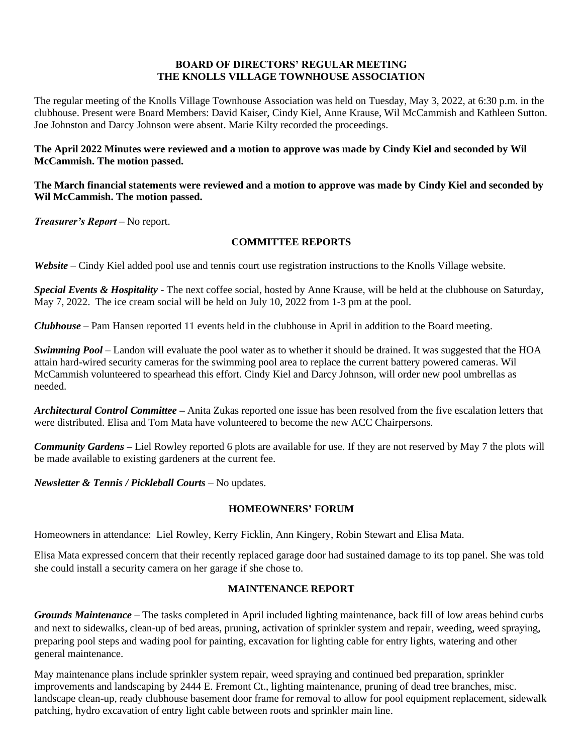## BOARD OF DIRECTORS' REGULAR MEETING
## THE KNOLLS VILLAGE TOWNHOUSE ASSOCIATION

The regular meeting of the Knolls Village Townhouse Association was held on Tuesday, May 3, 2022, at 6:30 p.m. in the clubhouse. Present were Board Members: David Kaiser, Cindy Kiel, Anne Krause, Wil McCammish and Kathleen Sutton. Joe Johnston and Darcy Johnson were absent. Marie Kilty recorded the proceedings.

**The April 2022 Minutes were reviewed and a motion to approve was made by Cindy Kiel and seconded by Wil McCammish. The motion passed.**

**The March financial statements were reviewed and a motion to approve was made by Cindy Kiel and seconded by Wil McCammish. The motion passed.**

***Treasurer's Report*** – No report.

### COMMITTEE REPORTS

***Website*** – Cindy Kiel added pool use and tennis court use registration instructions to the Knolls Village website.

***Special Events & Hospitality*** - The next coffee social, hosted by Anne Krause, will be held at the clubhouse on Saturday, May 7, 2022. The ice cream social will be held on July 10, 2022 from 1-3 pm at the pool.

***Clubhouse*** – Pam Hansen reported 11 events held in the clubhouse in April in addition to the Board meeting.

***Swimming Pool*** – Landon will evaluate the pool water as to whether it should be drained. It was suggested that the HOA attain hard-wired security cameras for the swimming pool area to replace the current battery powered cameras. Wil McCammish volunteered to spearhead this effort. Cindy Kiel and Darcy Johnson, will order new pool umbrellas as needed.

***Architectural Control Committee*** – Anita Zukas reported one issue has been resolved from the five escalation letters that were distributed. Elisa and Tom Mata have volunteered to become the new ACC Chairpersons.

***Community Gardens*** – Liel Rowley reported 6 plots are available for use. If they are not reserved by May 7 the plots will be made available to existing gardeners at the current fee.

***Newsletter & Tennis / Pickleball Courts*** – No updates.

### HOMEOWNERS' FORUM

Homeowners in attendance: Liel Rowley, Kerry Ficklin, Ann Kingery, Robin Stewart and Elisa Mata.

Elisa Mata expressed concern that their recently replaced garage door had sustained damage to its top panel. She was told she could install a security camera on her garage if she chose to.

### MAINTENANCE REPORT

***Grounds Maintenance*** – The tasks completed in April included lighting maintenance, back fill of low areas behind curbs and next to sidewalks, clean-up of bed areas, pruning, activation of sprinkler system and repair, weeding, weed spraying, preparing pool steps and wading pool for painting, excavation for lighting cable for entry lights, watering and other general maintenance.

May maintenance plans include sprinkler system repair, weed spraying and continued bed preparation, sprinkler improvements and landscaping by 2444 E. Fremont Ct., lighting maintenance, pruning of dead tree branches, misc. landscape clean-up, ready clubhouse basement door frame for removal to allow for pool equipment replacement, sidewalk patching, hydro excavation of entry light cable between roots and sprinkler main line.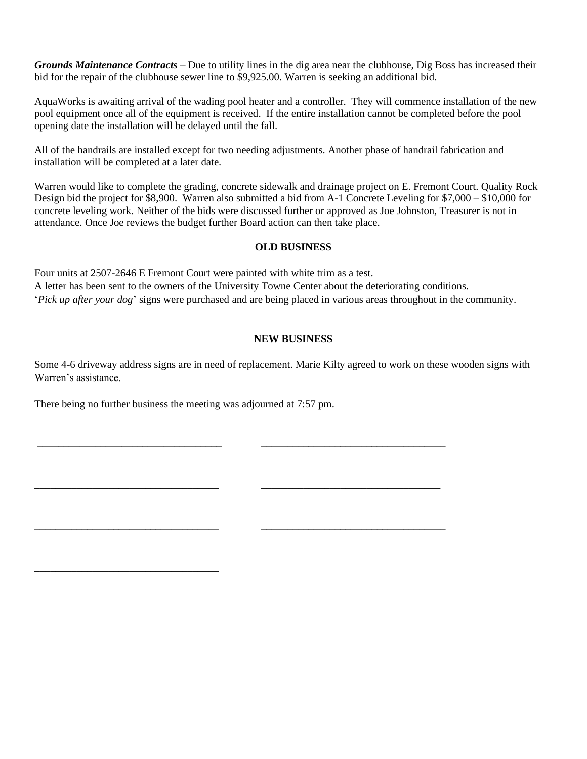***Grounds Maintenance Contracts*** – Due to utility lines in the dig area near the clubhouse, Dig Boss has increased their bid for the repair of the clubhouse sewer line to $9,925.00. Warren is seeking an additional bid.

AquaWorks is awaiting arrival of the wading pool heater and a controller. They will commence installation of the new pool equipment once all of the equipment is received. If the entire installation cannot be completed before the pool opening date the installation will be delayed until the fall.

All of the handrails are installed except for two needing adjustments. Another phase of handrail fabrication and installation will be completed at a later date.

Warren would like to complete the grading, concrete sidewalk and drainage project on E. Fremont Court. Quality Rock Design bid the project for $8,900. Warren also submitted a bid from A-1 Concrete Leveling for $7,000 – $10,000 for concrete leveling work. Neither of the bids were discussed further or approved as Joe Johnston, Treasurer is not in attendance. Once Joe reviews the budget further Board action can then take place.

**OLD BUSINESS**

Four units at 2507-2646 E Fremont Court were painted with white trim as a test.
A letter has been sent to the owners of the University Towne Center about the deteriorating conditions.
'*Pick up after your dog*' signs were purchased and are being placed in various areas throughout in the community.

**NEW BUSINESS**

Some 4-6 driveway address signs are in need of replacement. Marie Kilty agreed to work on these wooden signs with Warren's assistance.

There being no further business the meeting was adjourned at 7:57 pm.

_________________________________ _________________________________

_________________________________ _________________________________

_________________________________ _________________________________

_________________________________